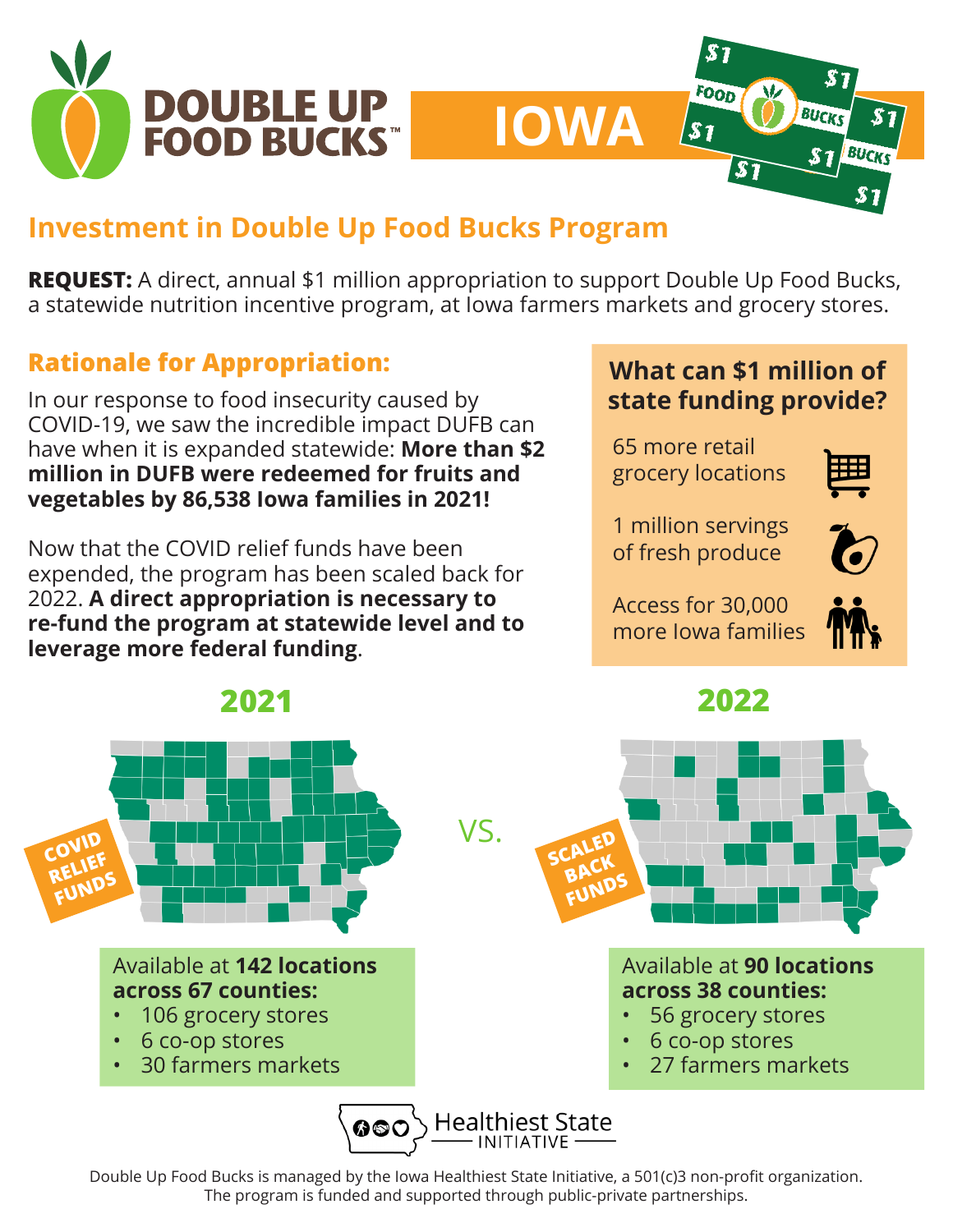# DOUBLE UP FOOD BUCKS™ IOWA

## Investment in Double Up Food Bucks Program

**REQUEST:** A direct, annual $1 million appropriation to support Double Up Food Bucks, a statewide nutrition incentive program, at Iowa farmers markets and grocery stores.

### Rationale for Appropriation:

In our response to food insecurity caused by COVID-19, we saw the incredible impact DUFB can have when it is expanded statewide: **More than $2 million in DUFB were redeemed for fruits and vegetables by 86,538 Iowa families in 2021!**

Now that the COVID relief funds have been expended, the program has been scaled back for 2022. **A direct appropriation is necessary to re-fund the program at statewide level and to leverage more federal funding**.

### What can $1 million of state funding provide?

- 65 more retail grocery locations
- 1 million servings of fresh produce
- Access for 30,000 more Iowa families

## 2021 vs. 2022

**2021 — COVID RELIEF FUNDS**

Available at **142 locations across 67 counties:**

- 106 grocery stores
- 6 co-op stores
- 30 farmers markets

**2022 — SCALED BACK FUNDS**

Available at **90 locations across 38 counties:**

- 56 grocery stores
- 6 co-op stores
- 27 farmers markets

Healthiest State Initiative

Double Up Food Bucks is managed by the Iowa Healthiest State Initiative, a 501(c)3 non-profit organization. The program is funded and supported through public-private partnerships.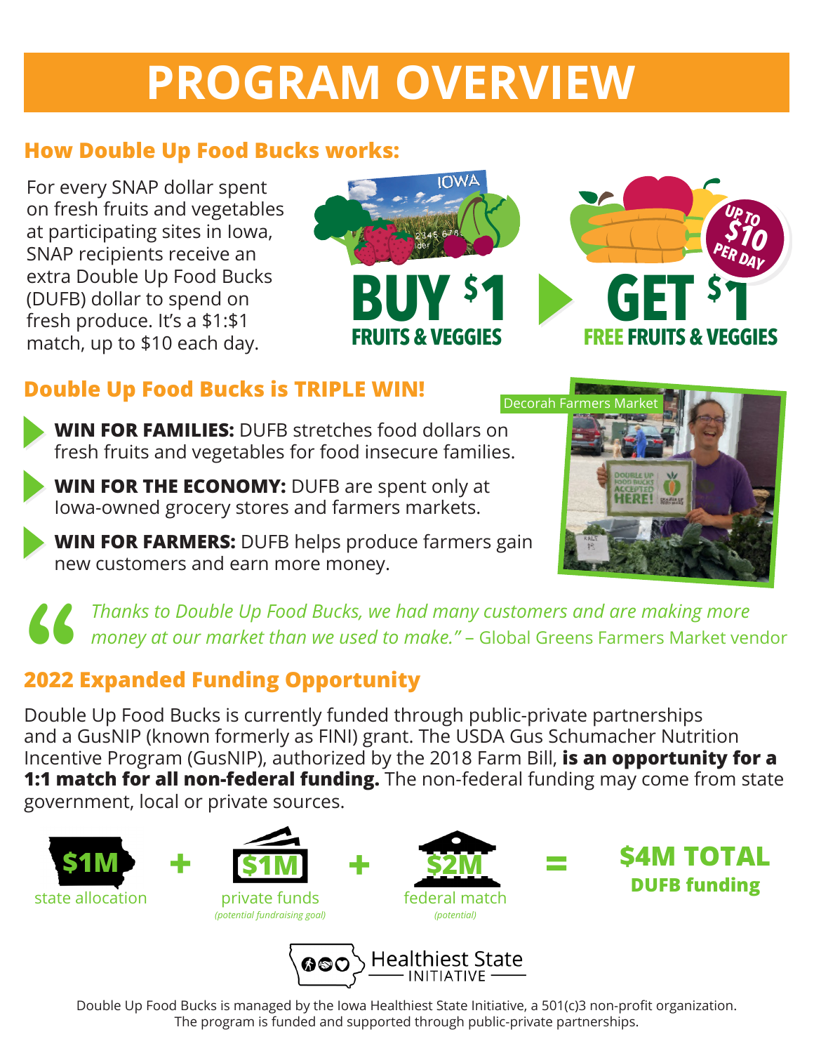# PROGRAM OVERVIEW

## How Double Up Food Bucks works:

For every SNAP dollar spent on fresh fruits and vegetables at participating sites in Iowa, SNAP recipients receive an extra Double Up Food Bucks (DUFB) dollar to spend on fresh produce. It's a $1:$1 match, up to $10 each day.

BUY $1 FRUITS & VEGGIES → GET $1 FREE FRUITS & VEGGIES

UP TO $10 PER DAY

## Double Up Food Bucks is TRIPLE WIN!

- **WIN FOR FAMILIES:** DUFB stretches food dollars on fresh fruits and vegetables for food insecure families.
- **WIN FOR THE ECONOMY:** DUFB are spent only at Iowa-owned grocery stores and farmers markets.
- **WIN FOR FARMERS:** DUFB helps produce farmers gain new customers and earn more money.

Decorah Farmers Market

> *"Thanks to Double Up Food Bucks, we had many customers and are making more money at our market than we used to make."* – Global Greens Farmers Market vendor

## 2022 Expanded Funding Opportunity

Double Up Food Bucks is currently funded through public-private partnerships and a GusNIP (known formerly as FINI) grant. The USDA Gus Schumacher Nutrition Incentive Program (GusNIP), authorized by the 2018 Farm Bill, **is an opportunity for a 1:1 match for all non-federal funding.** The non-federal funding may come from state government, local or private sources.

$1M state allocation + $1M private funds *(potential fundraising goal)* + $2M federal match *(potential)* = **$4M TOTAL DUFB funding**

Healthiest State INITIATIVE

Double Up Food Bucks is managed by the Iowa Healthiest State Initiative, a 501(c)3 non-profit organization. The program is funded and supported through public-private partnerships.